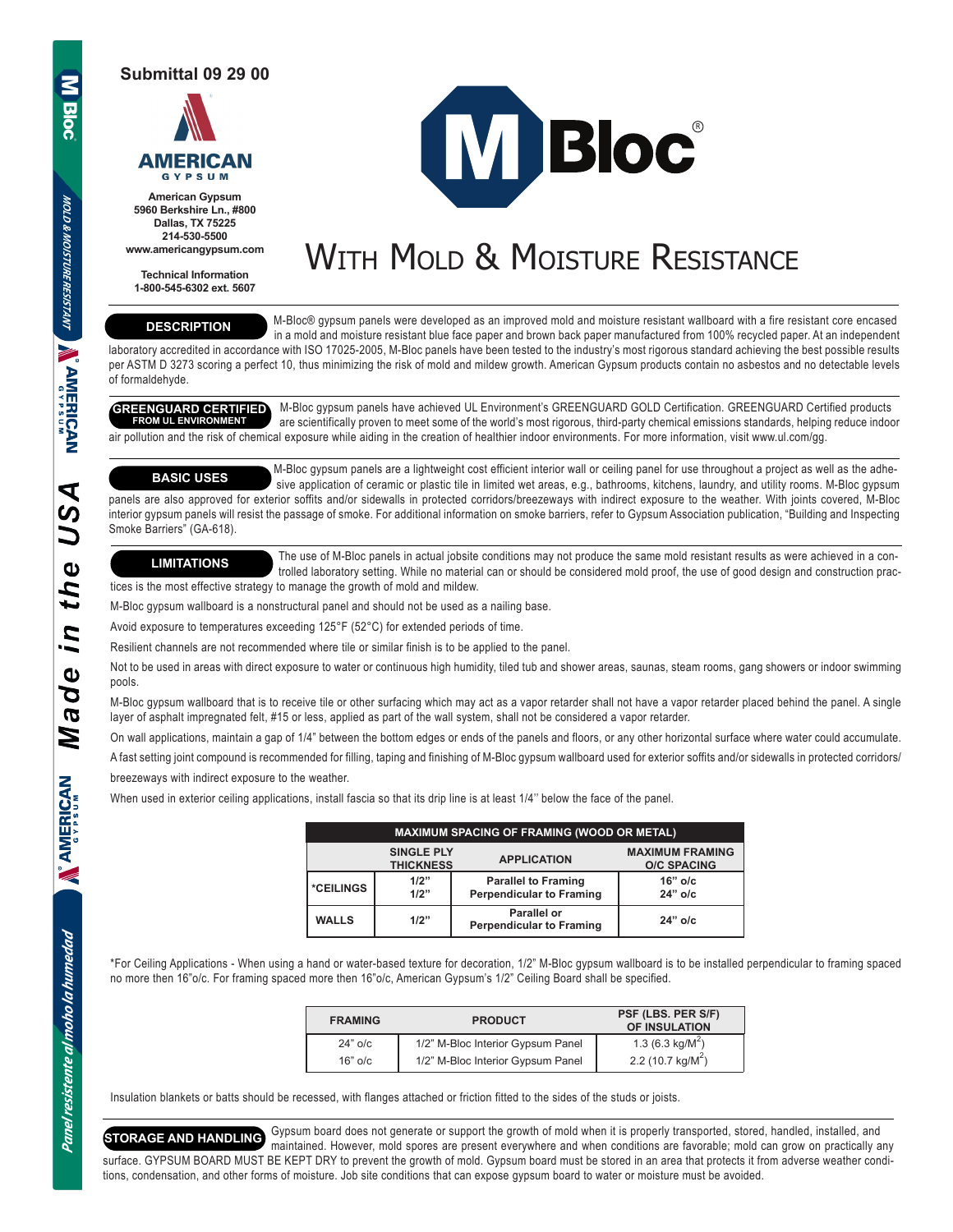# Submittal 09 29 00

**American Gypsum**
5960 Berkshire Ln., #800
Dallas, TX 75225
214-530-5500
www.americangypsum.com

**Technical Information**
1-800-545-6302 ext. 5607

# M Bloc®

## With Mold & Moisture Resistance

### DESCRIPTION

M-Bloc® gypsum panels were developed as an improved mold and moisture resistant wallboard with a fire resistant core encased in a mold and moisture resistant blue face paper and brown back paper manufactured from 100% recycled paper. At an independent laboratory accredited in accordance with ISO 17025-2005, M-Bloc panels have been tested to the industry's most rigorous standard achieving the best possible results per ASTM D 3273 scoring a perfect 10, thus minimizing the risk of mold and mildew growth. American Gypsum products contain no asbestos and no detectable levels of formaldehyde.

### GREENGUARD CERTIFIED FROM UL ENVIRONMENT

M-Bloc gypsum panels have achieved UL Environment's GREENGUARD GOLD Certification. GREENGUARD Certified products are scientifically proven to meet some of the world's most rigorous, third-party chemical emissions standards, helping reduce indoor air pollution and the risk of chemical exposure while aiding in the creation of healthier indoor environments. For more information, visit www.ul.com/gg.

### BASIC USES

M-Bloc gypsum panels are a lightweight cost efficient interior wall or ceiling panel for use throughout a project as well as the adhesive application of ceramic or plastic tile in limited wet areas, e.g., bathrooms, kitchens, laundry, and utility rooms. M-Bloc gypsum panels are also approved for exterior soffits and/or sidewalls in protected corridors/breezeways with indirect exposure to the weather. With joints covered, M-Bloc interior gypsum panels will resist the passage of smoke. For additional information on smoke barriers, refer to Gypsum Association publication, "Building and Inspecting Smoke Barriers" (GA-618).

### LIMITATIONS

The use of M-Bloc panels in actual jobsite conditions may not produce the same mold resistant results as were achieved in a controlled laboratory setting. While no material can or should be considered mold proof, the use of good design and construction practices is the most effective strategy to manage the growth of mold and mildew.

M-Bloc gypsum wallboard is a nonstructural panel and should not be used as a nailing base.

Avoid exposure to temperatures exceeding 125°F (52°C) for extended periods of time.

Resilient channels are not recommended where tile or similar finish is to be applied to the panel.

Not to be used in areas with direct exposure to water or continuous high humidity, tiled tub and shower areas, saunas, steam rooms, gang showers or indoor swimming pools.

M-Bloc gypsum wallboard that is to receive tile or other surfacing which may act as a vapor retarder shall not have a vapor retarder placed behind the panel. A single layer of asphalt impregnated felt, #15 or less, applied as part of the wall system, shall not be considered a vapor retarder.

On wall applications, maintain a gap of 1/4" between the bottom edges or ends of the panels and floors, or any other horizontal surface where water could accumulate.

A fast setting joint compound is recommended for filling, taping and finishing of M-Bloc gypsum wallboard used for exterior soffits and/or sidewalls in protected corridors/breezeways with indirect exposure to the weather.

When used in exterior ceiling applications, install fascia so that its drip line is at least 1/4'' below the face of the panel.

| MAXIMUM SPACING OF FRAMING (WOOD OR METAL) | | | |
|---|---|---|---|
| | SINGLE PLY THICKNESS | APPLICATION | MAXIMUM FRAMING O/C SPACING |
| *CEILINGS | 1/2"<br>1/2" | Parallel to Framing<br>Perpendicular to Framing | 16" o/c<br>24" o/c |
| WALLS | 1/2" | Parallel or Perpendicular to Framing | 24" o/c |

*For Ceiling Applications - When using a hand or water-based texture for decoration, 1/2" M-Bloc gypsum wallboard is to be installed perpendicular to framing spaced no more then 16"o/c. For framing spaced more then 16"o/c, American Gypsum's 1/2" Ceiling Board shall be specified.

| FRAMING | PRODUCT | PSF (LBS. PER S/F) OF INSULATION |
|---|---|---|
| 24" o/c | 1/2" M-Bloc Interior Gypsum Panel | 1.3 (6.3 kg/M$^2$) |
| 16" o/c | 1/2" M-Bloc Interior Gypsum Panel | 2.2 (10.7 kg/M$^2$) |

Insulation blankets or batts should be recessed, with flanges attached or friction fitted to the sides of the studs or joists.

### STORAGE AND HANDLING

Gypsum board does not generate or support the growth of mold when it is properly transported, stored, handled, installed, and maintained. However, mold spores are present everywhere and when conditions are favorable; mold can grow on practically any surface. GYPSUM BOARD MUST BE KEPT DRY to prevent the growth of mold. Gypsum board must be stored in an area that protects it from adverse weather conditions, condensation, and other forms of moisture. Job site conditions that can expose gypsum board to water or moisture must be avoided.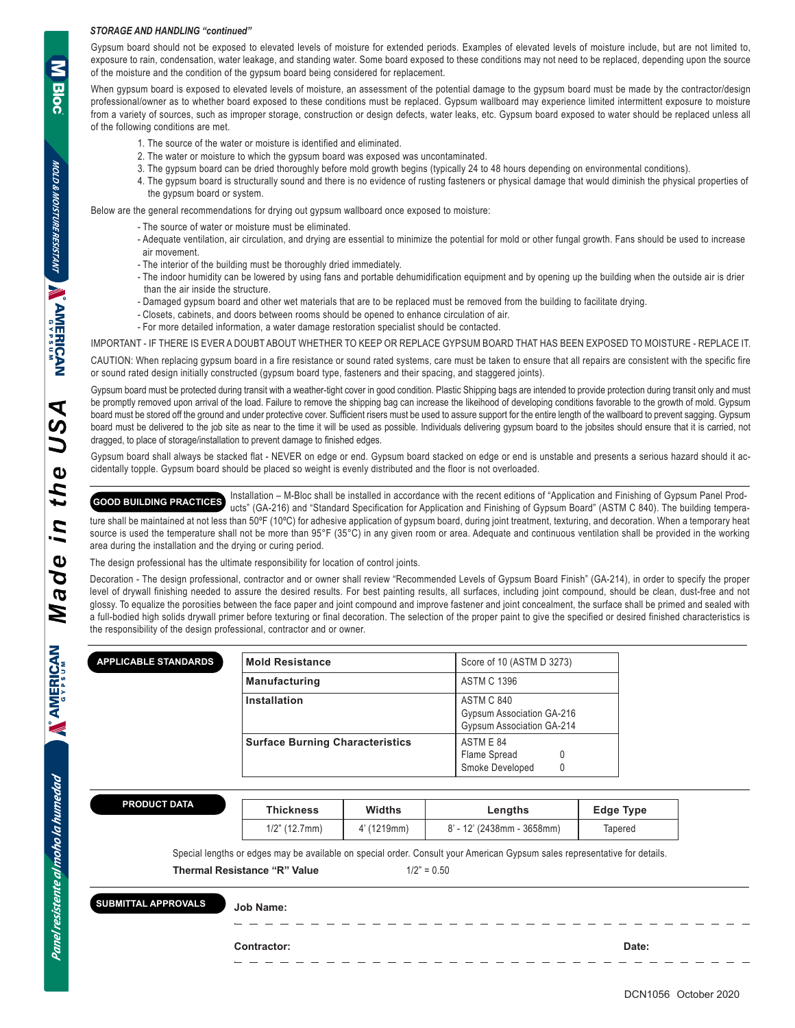***STORAGE AND HANDLING "continued"***

Gypsum board should not be exposed to elevated levels of moisture for extended periods. Examples of elevated levels of moisture include, but are not limited to, exposure to rain, condensation, water leakage, and standing water. Some board exposed to these conditions may not need to be replaced, depending upon the source of the moisture and the condition of the gypsum board being considered for replacement.

When gypsum board is exposed to elevated levels of moisture, an assessment of the potential damage to the gypsum board must be made by the contractor/design professional/owner as to whether board exposed to these conditions must be replaced. Gypsum wallboard may experience limited intermittent exposure to moisture from a variety of sources, such as improper storage, construction or design defects, water leaks, etc. Gypsum board exposed to water should be replaced unless all of the following conditions are met.

1. The source of the water or moisture is identified and eliminated.
2. The water or moisture to which the gypsum board was exposed was uncontaminated.
3. The gypsum board can be dried thoroughly before mold growth begins (typically 24 to 48 hours depending on environmental conditions).
4. The gypsum board is structurally sound and there is no evidence of rusting fasteners or physical damage that would diminish the physical properties of the gypsum board or system.

Below are the general recommendations for drying out gypsum wallboard once exposed to moisture:

- The source of water or moisture must be eliminated.
- Adequate ventilation, air circulation, and drying are essential to minimize the potential for mold or other fungal growth. Fans should be used to increase air movement.
- The interior of the building must be thoroughly dried immediately.
- The indoor humidity can be lowered by using fans and portable dehumidification equipment and by opening up the building when the outside air is drier than the air inside the structure.
- Damaged gypsum board and other wet materials that are to be replaced must be removed from the building to facilitate drying.
- Closets, cabinets, and doors between rooms should be opened to enhance circulation of air.
- For more detailed information, a water damage restoration specialist should be contacted.

IMPORTANT - IF THERE IS EVER A DOUBT ABOUT WHETHER TO KEEP OR REPLACE GYPSUM BOARD THAT HAS BEEN EXPOSED TO MOISTURE - REPLACE IT.

CAUTION: When replacing gypsum board in a fire resistance or sound rated systems, care must be taken to ensure that all repairs are consistent with the specific fire or sound rated design initially constructed (gypsum board type, fasteners and their spacing, and staggered joints).

Gypsum board must be protected during transit with a weather-tight cover in good condition. Plastic Shipping bags are intended to provide protection during transit only and must be promptly removed upon arrival of the load. Failure to remove the shipping bag can increase the likelihood of developing conditions favorable to the growth of mold. Gypsum board must be stored off the ground and under protective cover. Sufficient risers must be used to assure support for the entire length of the wallboard to prevent sagging. Gypsum board must be delivered to the job site as near to the time it will be used as possible. Individuals delivering gypsum board to the jobsites should ensure that it is carried, not dragged, to place of storage/installation to prevent damage to finished edges.

Gypsum board shall always be stacked flat - NEVER on edge or end. Gypsum board stacked on edge or end is unstable and presents a serious hazard should it accidentally topple. Gypsum board should be placed so weight is evenly distributed and the floor is not overloaded.

## GOOD BUILDING PRACTICES

Installation – M-Bloc shall be installed in accordance with the recent editions of "Application and Finishing of Gypsum Panel Products" (GA-216) and "Standard Specification for Application and Finishing of Gypsum Board" (ASTM C 840). The building temperature shall be maintained at not less than 50ºF (10ºC) for adhesive application of gypsum board, during joint treatment, texturing, and decoration. When a temporary heat source is used the temperature shall not be more than 95°F (35°C) in any given room or area. Adequate and continuous ventilation shall be provided in the working area during the installation and the drying or curing period.

The design professional has the ultimate responsibility for location of control joints.

Decoration - The design professional, contractor and or owner shall review "Recommended Levels of Gypsum Board Finish" (GA-214), in order to specify the proper level of drywall finishing needed to assure the desired results. For best painting results, all surfaces, including joint compound, should be clean, dust-free and not glossy. To equalize the porosities between the face paper and joint compound and improve fastener and joint concealment, the surface shall be primed and sealed with a full-bodied high solids drywall primer before texturing or final decoration. The selection of the proper paint to give the specified or desired finished characteristics is the responsibility of the design professional, contractor and or owner.

## APPLICABLE STANDARDS

| | |
|---|---|
| **Mold Resistance** | Score of 10 (ASTM D 3273) |
| **Manufacturing** | ASTM C 1396 |
| **Installation** | ASTM C 840<br>Gypsum Association GA-216<br>Gypsum Association GA-214 |
| **Surface Burning Characteristics** | ASTM E 84<br>Flame Spread 0<br>Smoke Developed 0 |

## PRODUCT DATA

| Thickness | Widths | Lengths | Edge Type |
|---|---|---|---|
| 1/2" (12.7mm) | 4' (1219mm) | 8' - 12' (2438mm - 3658mm) | Tapered |

Special lengths or edges may be available on special order. Consult your American Gypsum sales representative for details.

**Thermal Resistance "R" Value** 1/2" = 0.50

## SUBMITTAL APPROVALS

**Job Name:**

**Contractor:** **Date:**

DCN1056 October 2020